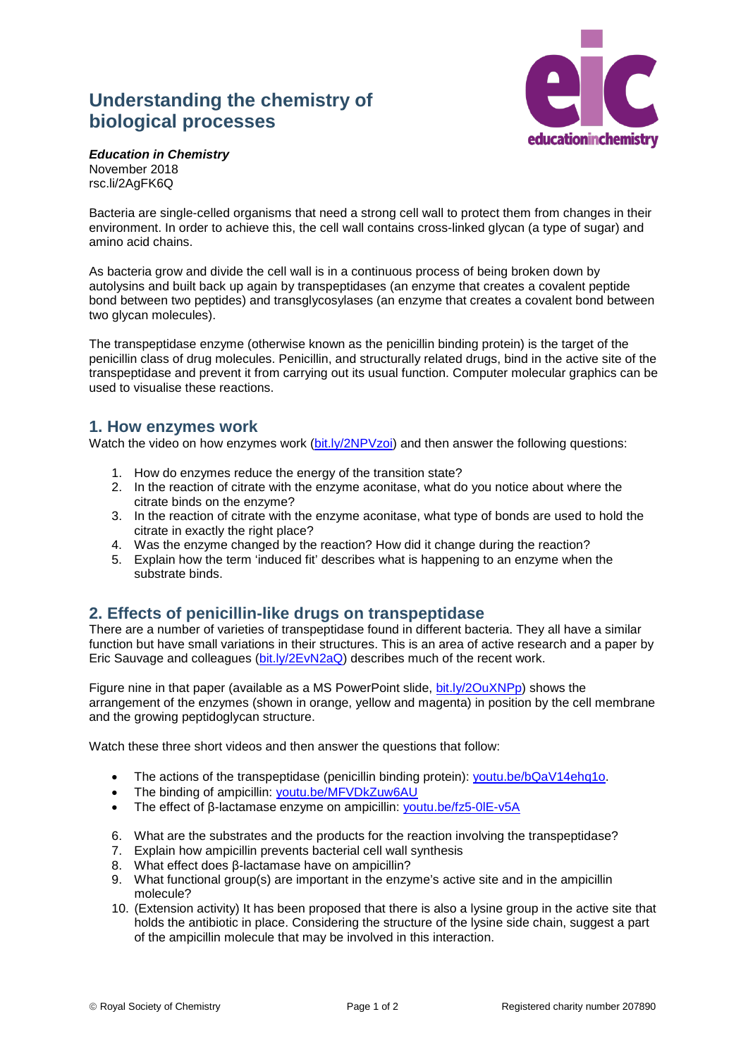# Understanding the chemistry of biological processes

***Education in Chemistry***
November 2018
rsc.li/2AgFK6Q

Bacteria are single-celled organisms that need a strong cell wall to protect them from changes in their environment. In order to achieve this, the cell wall contains cross-linked glycan (a type of sugar) and amino acid chains.

As bacteria grow and divide the cell wall is in a continuous process of being broken down by autolysins and built back up again by transpeptidases (an enzyme that creates a covalent peptide bond between two peptides) and transglycosylases (an enzyme that creates a covalent bond between two glycan molecules).

The transpeptidase enzyme (otherwise known as the penicillin binding protein) is the target of the penicillin class of drug molecules. Penicillin, and structurally related drugs, bind in the active site of the transpeptidase and prevent it from carrying out its usual function. Computer molecular graphics can be used to visualise these reactions.

## 1. How enzymes work

Watch the video on how enzymes work (bit.ly/2NPVzoi) and then answer the following questions:

1. How do enzymes reduce the energy of the transition state?
2. In the reaction of citrate with the enzyme aconitase, what do you notice about where the citrate binds on the enzyme?
3. In the reaction of citrate with the enzyme aconitase, what type of bonds are used to hold the citrate in exactly the right place?
4. Was the enzyme changed by the reaction? How did it change during the reaction?
5. Explain how the term 'induced fit' describes what is happening to an enzyme when the substrate binds.

## 2. Effects of penicillin-like drugs on transpeptidase

There are a number of varieties of transpeptidase found in different bacteria. They all have a similar function but have small variations in their structures. This is an area of active research and a paper by Eric Sauvage and colleagues (bit.ly/2EvN2aQ) describes much of the recent work.

Figure nine in that paper (available as a MS PowerPoint slide, bit.ly/2OuXNPp) shows the arrangement of the enzymes (shown in orange, yellow and magenta) in position by the cell membrane and the growing peptidoglycan structure.

Watch these three short videos and then answer the questions that follow:

- The actions of the transpeptidase (penicillin binding protein): youtu.be/bQaV14ehq1o.
- The binding of ampicillin: youtu.be/MFVDkZuw6AU
- The effect of β-lactamase enzyme on ampicillin: youtu.be/fz5-0lE-v5A

6. What are the substrates and the products for the reaction involving the transpeptidase?
7. Explain how ampicillin prevents bacterial cell wall synthesis
8. What effect does β-lactamase have on ampicillin?
9. What functional group(s) are important in the enzyme's active site and in the ampicillin molecule?
10. (Extension activity) It has been proposed that there is also a lysine group in the active site that holds the antibiotic in place. Considering the structure of the lysine side chain, suggest a part of the ampicillin molecule that may be involved in this interaction.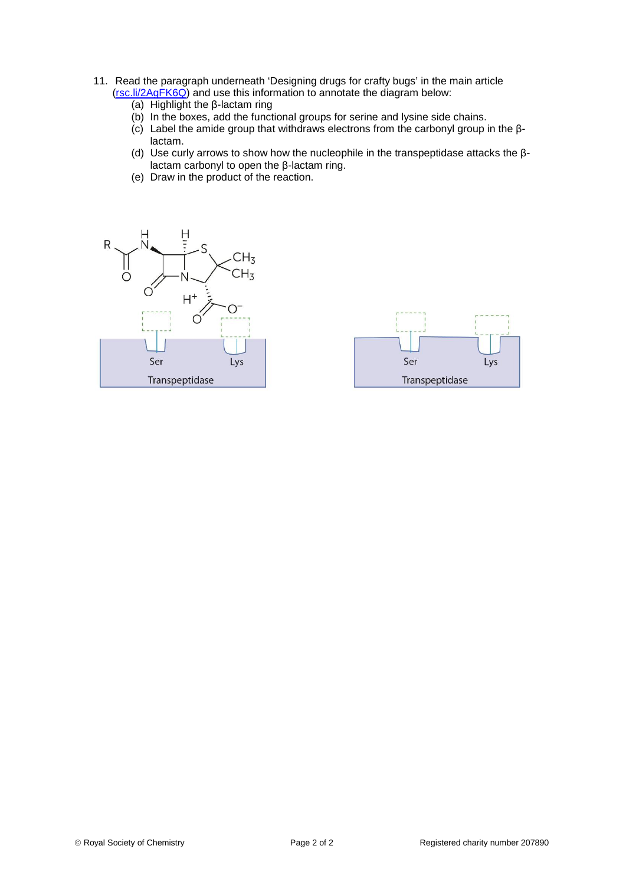11. Read the paragraph underneath ‘Designing drugs for crafty bugs’ in the main article (rsc.li/2AgFK6Q) and use this information to annotate the diagram below:
    (a) Highlight the β-lactam ring
    (b) In the boxes, add the functional groups for serine and lysine side chains.
    (c) Label the amide group that withdraws electrons from the carbonyl group in the β-lactam.
    (d) Use curly arrows to show how the nucleophile in the transpeptidase attacks the β-lactam carbonyl to open the β-lactam ring.
    (e) Draw in the product of the reaction.

R
H
N
H
S
$CH_3$
$CH_3$
O
N
O
$H^+$
$O^-$
O
Ser
Lys
Transpeptidase

Ser
Lys
Transpeptidase